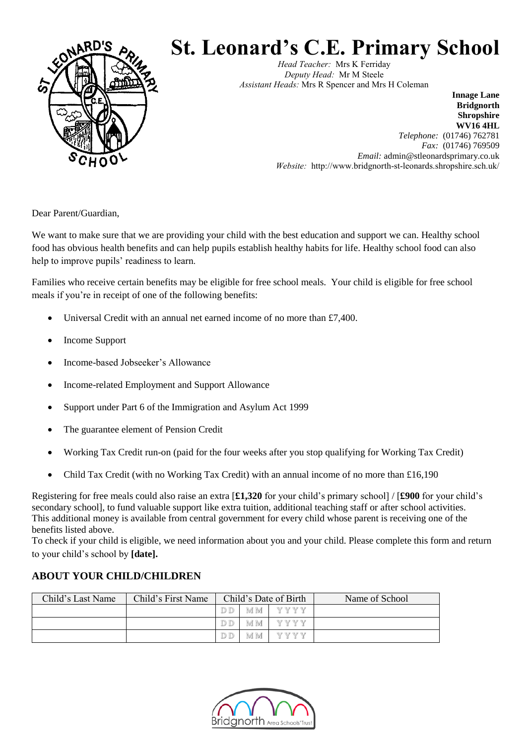# St. Leonard's C.E. Primary School

*Head Teacher:* Mrs K Ferriday
*Deputy Head:* Mr M Steele
*Assistant Heads:* Mrs R Spencer and Mrs H Coleman

**Innage Lane**
**Bridgnorth**
**Shropshire**
**WV16 4HL**
*Telephone:* (01746) 762781
*Fax:* (01746) 769509
*Email:* admin@stleonardsprimary.co.uk
*Website:* http://www.bridgnorth-st-leonards.shropshire.sch.uk/

Dear Parent/Guardian,

We want to make sure that we are providing your child with the best education and support we can. Healthy school food has obvious health benefits and can help pupils establish healthy habits for life. Healthy school food can also help to improve pupils' readiness to learn.

Families who receive certain benefits may be eligible for free school meals. Your child is eligible for free school meals if you're in receipt of one of the following benefits:

- Universal Credit with an annual net earned income of no more than £7,400.
- Income Support
- Income-based Jobseeker's Allowance
- Income-related Employment and Support Allowance
- Support under Part 6 of the Immigration and Asylum Act 1999
- The guarantee element of Pension Credit
- Working Tax Credit run-on (paid for the four weeks after you stop qualifying for Working Tax Credit)
- Child Tax Credit (with no Working Tax Credit) with an annual income of no more than £16,190

Registering for free meals could also raise an extra [**£1,320** for your child's primary school] / [**£900** for your child's secondary school], to fund valuable support like extra tuition, additional teaching staff or after school activities. This additional money is available from central government for every child whose parent is receiving one of the benefits listed above.

To check if your child is eligible, we need information about you and your child. Please complete this form and return to your child's school by **[date].**

## ABOUT YOUR CHILD/CHILDREN

| Child's Last Name | Child's First Name | Child's Date of Birth | | | Name of School |
|---|---|---|---|---|---|
| | | DD | MM | YYYY | |
| | | DD | MM | YYYY | |
| | | DD | MM | YYYY | |

Bridgnorth Area Schools' Trust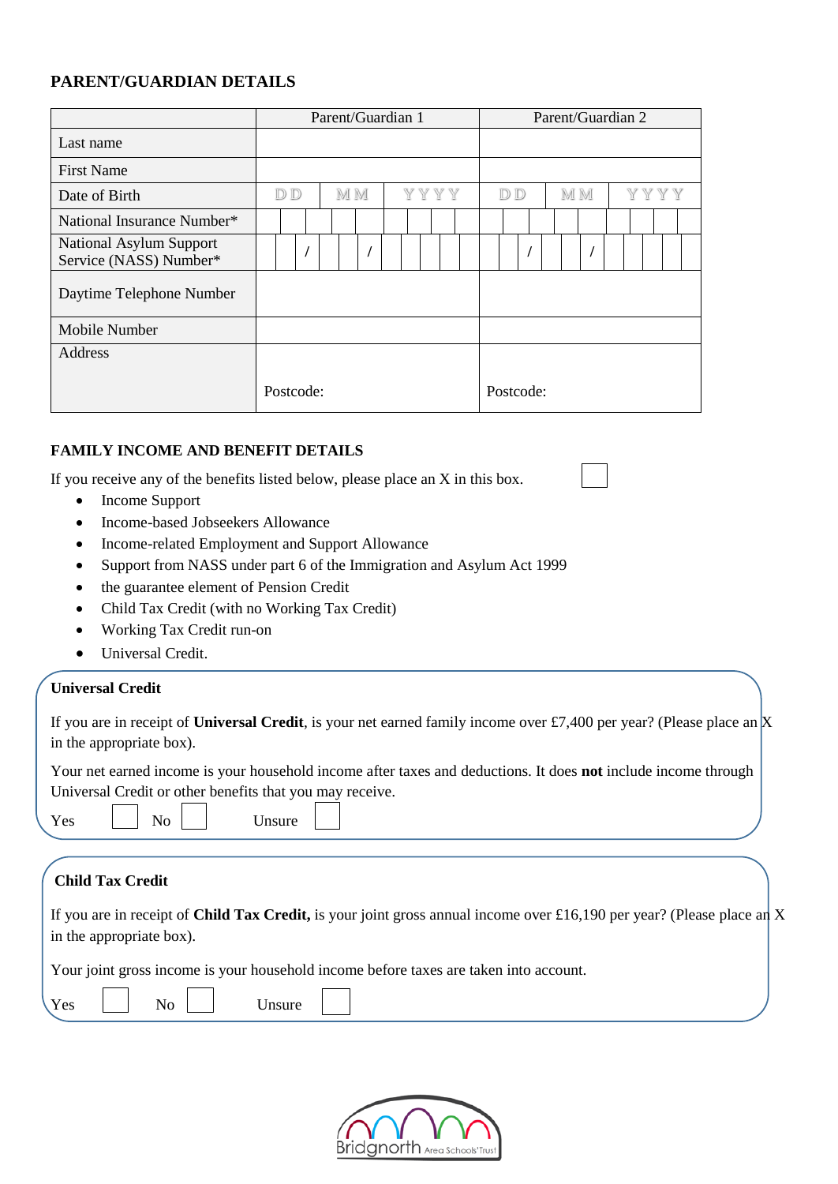## PARENT/GUARDIAN DETAILS

| | Parent/Guardian 1 | Parent/Guardian 2 |
|---|---|---|
| Last name | | |
| First Name | | |
| Date of Birth | DD MM YYYY | DD MM YYYY |
| National Insurance Number* | | |
| National Asylum Support Service (NASS) Number* | / / | / / |
| Daytime Telephone Number | | |
| Mobile Number | | |
| Address | Postcode: | Postcode: |

## FAMILY INCOME AND BENEFIT DETAILS

If you receive any of the benefits listed below, please place an X in this box. ☐

- Income Support
- Income-based Jobseekers Allowance
- Income-related Employment and Support Allowance
- Support from NASS under part 6 of the Immigration and Asylum Act 1999
- the guarantee element of Pension Credit
- Child Tax Credit (with no Working Tax Credit)
- Working Tax Credit run-on
- Universal Credit.

**Universal Credit**

If you are in receipt of **Universal Credit**, is your net earned family income over £7,400 per year? (Please place an X in the appropriate box).

Your net earned income is your household income after taxes and deductions. It does **not** include income through Universal Credit or other benefits that you may receive.

Yes ☐ No ☐ Unsure ☐

**Child Tax Credit**

If you are in receipt of **Child Tax Credit,** is your joint gross annual income over £16,190 per year? (Please place an X in the appropriate box).

Your joint gross income is your household income before taxes are taken into account.

Yes ☐ No ☐ Unsure ☐

Bridgnorth Area Schools' Trust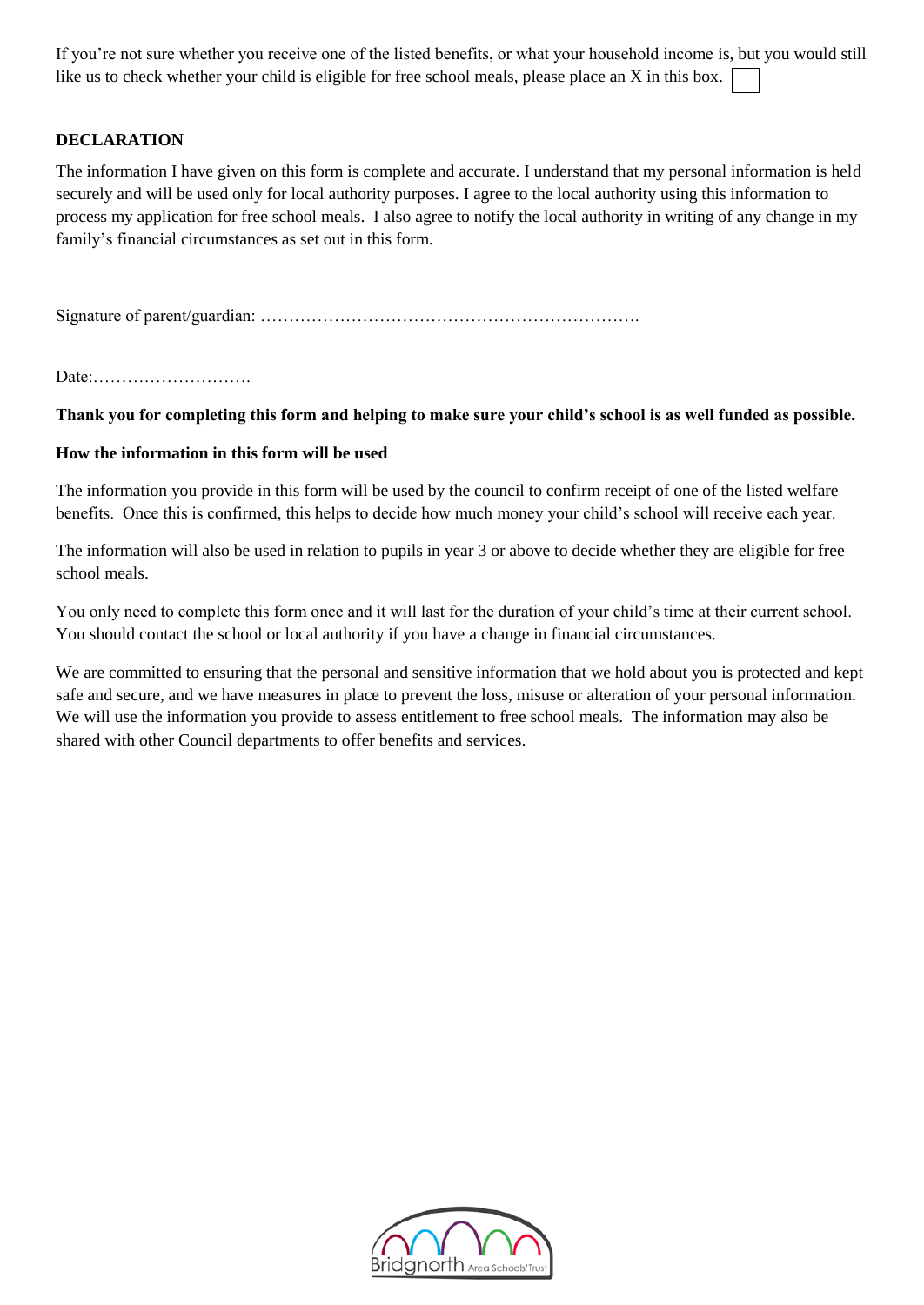If you're not sure whether you receive one of the listed benefits, or what your household income is, but you would still like us to check whether your child is eligible for free school meals, please place an X in this box. ☐

**DECLARATION**

The information I have given on this form is complete and accurate. I understand that my personal information is held securely and will be used only for local authority purposes. I agree to the local authority using this information to process my application for free school meals. I also agree to notify the local authority in writing of any change in my family's financial circumstances as set out in this form.

Signature of parent/guardian: ………………………………………………………….

Date:……………………….

**Thank you for completing this form and helping to make sure your child's school is as well funded as possible.**

**How the information in this form will be used**

The information you provide in this form will be used by the council to confirm receipt of one of the listed welfare benefits. Once this is confirmed, this helps to decide how much money your child's school will receive each year.

The information will also be used in relation to pupils in year 3 or above to decide whether they are eligible for free school meals.

You only need to complete this form once and it will last for the duration of your child's time at their current school. You should contact the school or local authority if you have a change in financial circumstances.

We are committed to ensuring that the personal and sensitive information that we hold about you is protected and kept safe and secure, and we have measures in place to prevent the loss, misuse or alteration of your personal information. We will use the information you provide to assess entitlement to free school meals. The information may also be shared with other Council departments to offer benefits and services.

Bridgnorth Area Schools' Trust